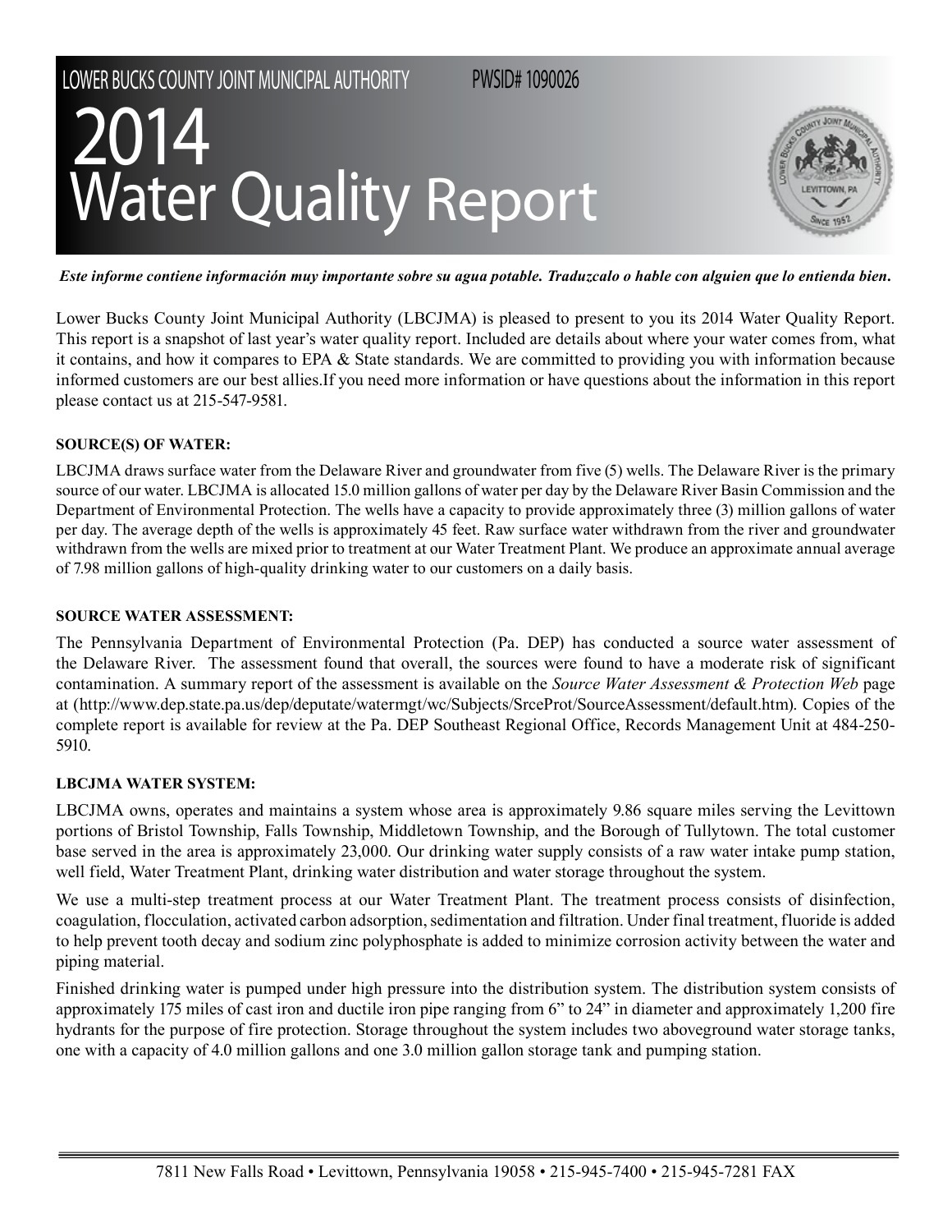LOWER BUCKS COUNTY JOINT MUNICIPAL AUTHORITY PWSID# 1090026

# 2014 Water Quality Report

***Este informe contiene información muy importante sobre su agua potable. Traduzcalo o hable con alguien que lo entienda bien.***

Lower Bucks County Joint Municipal Authority (LBCJMA) is pleased to present to you its 2014 Water Quality Report. This report is a snapshot of last year's water quality report. Included are details about where your water comes from, what it contains, and how it compares to EPA & State standards. We are committed to providing you with information because informed customers are our best allies.If you need more information or have questions about the information in this report please contact us at 215-547-9581.

## SOURCE(S) OF WATER:

LBCJMA draws surface water from the Delaware River and groundwater from five (5) wells. The Delaware River is the primary source of our water. LBCJMA is allocated 15.0 million gallons of water per day by the Delaware River Basin Commission and the Department of Environmental Protection. The wells have a capacity to provide approximately three (3) million gallons of water per day. The average depth of the wells is approximately 45 feet. Raw surface water withdrawn from the river and groundwater withdrawn from the wells are mixed prior to treatment at our Water Treatment Plant. We produce an approximate annual average of 7.98 million gallons of high-quality drinking water to our customers on a daily basis.

## SOURCE WATER ASSESSMENT:

The Pennsylvania Department of Environmental Protection (Pa. DEP) has conducted a source water assessment of the Delaware River. The assessment found that overall, the sources were found to have a moderate risk of significant contamination. A summary report of the assessment is available on the *Source Water Assessment & Protection Web* page at (http://www.dep.state.pa.us/dep/deputate/watermgt/wc/Subjects/SrceProt/SourceAssessment/default.htm). Copies of the complete report is available for review at the Pa. DEP Southeast Regional Office, Records Management Unit at 484-250-5910.

## LBCJMA WATER SYSTEM:

LBCJMA owns, operates and maintains a system whose area is approximately 9.86 square miles serving the Levittown portions of Bristol Township, Falls Township, Middletown Township, and the Borough of Tullytown. The total customer base served in the area is approximately 23,000. Our drinking water supply consists of a raw water intake pump station, well field, Water Treatment Plant, drinking water distribution and water storage throughout the system.

We use a multi-step treatment process at our Water Treatment Plant. The treatment process consists of disinfection, coagulation, flocculation, activated carbon adsorption, sedimentation and filtration. Under final treatment, fluoride is added to help prevent tooth decay and sodium zinc polyphosphate is added to minimize corrosion activity between the water and piping material.

Finished drinking water is pumped under high pressure into the distribution system. The distribution system consists of approximately 175 miles of cast iron and ductile iron pipe ranging from 6" to 24" in diameter and approximately 1,200 fire hydrants for the purpose of fire protection. Storage throughout the system includes two aboveground water storage tanks, one with a capacity of 4.0 million gallons and one 3.0 million gallon storage tank and pumping station.

7811 New Falls Road • Levittown, Pennsylvania 19058 • 215-945-7400 • 215-945-7281 FAX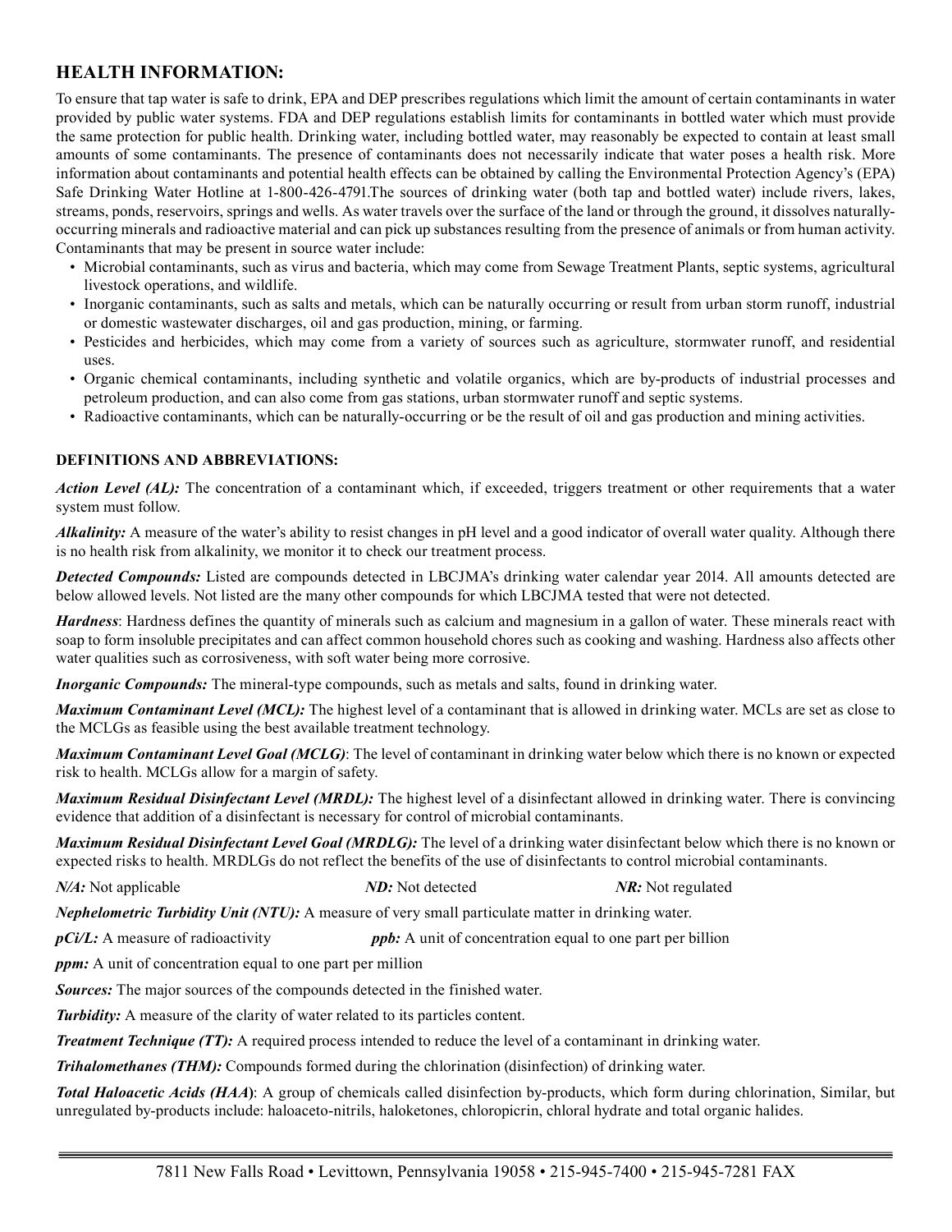## HEALTH INFORMATION:

To ensure that tap water is safe to drink, EPA and DEP prescribes regulations which limit the amount of certain contaminants in water provided by public water systems. FDA and DEP regulations establish limits for contaminants in bottled water which must provide the same protection for public health. Drinking water, including bottled water, may reasonably be expected to contain at least small amounts of some contaminants. The presence of contaminants does not necessarily indicate that water poses a health risk. More information about contaminants and potential health effects can be obtained by calling the Environmental Protection Agency's (EPA) Safe Drinking Water Hotline at 1-800-426-4791.The sources of drinking water (both tap and bottled water) include rivers, lakes, streams, ponds, reservoirs, springs and wells. As water travels over the surface of the land or through the ground, it dissolves naturally-occurring minerals and radioactive material and can pick up substances resulting from the presence of animals or from human activity. Contaminants that may be present in source water include:

- Microbial contaminants, such as virus and bacteria, which may come from Sewage Treatment Plants, septic systems, agricultural livestock operations, and wildlife.
- Inorganic contaminants, such as salts and metals, which can be naturally occurring or result from urban storm runoff, industrial or domestic wastewater discharges, oil and gas production, mining, or farming.
- Pesticides and herbicides, which may come from a variety of sources such as agriculture, stormwater runoff, and residential uses.
- Organic chemical contaminants, including synthetic and volatile organics, which are by-products of industrial processes and petroleum production, and can also come from gas stations, urban stormwater runoff and septic systems.
- Radioactive contaminants, which can be naturally-occurring or be the result of oil and gas production and mining activities.

### DEFINITIONS AND ABBREVIATIONS:

***Action Level (AL):*** The concentration of a contaminant which, if exceeded, triggers treatment or other requirements that a water system must follow.

***Alkalinity:*** A measure of the water's ability to resist changes in pH level and a good indicator of overall water quality. Although there is no health risk from alkalinity, we monitor it to check our treatment process.

***Detected Compounds:*** Listed are compounds detected in LBCJMA's drinking water calendar year 2014. All amounts detected are below allowed levels. Not listed are the many other compounds for which LBCJMA tested that were not detected.

***Hardness***: Hardness defines the quantity of minerals such as calcium and magnesium in a gallon of water. These minerals react with soap to form insoluble precipitates and can affect common household chores such as cooking and washing. Hardness also affects other water qualities such as corrosiveness, with soft water being more corrosive.

***Inorganic Compounds:*** The mineral-type compounds, such as metals and salts, found in drinking water.

***Maximum Contaminant Level (MCL):*** The highest level of a contaminant that is allowed in drinking water. MCLs are set as close to the MCLGs as feasible using the best available treatment technology.

***Maximum Contaminant Level Goal (MCLG)***: The level of contaminant in drinking water below which there is no known or expected risk to health. MCLGs allow for a margin of safety.

***Maximum Residual Disinfectant Level (MRDL):*** The highest level of a disinfectant allowed in drinking water. There is convincing evidence that addition of a disinfectant is necessary for control of microbial contaminants.

***Maximum Residual Disinfectant Level Goal (MRDLG):*** The level of a drinking water disinfectant below which there is no known or expected risks to health. MRDLGs do not reflect the benefits of the use of disinfectants to control microbial contaminants.

***N/A:*** Not applicable ***ND:*** Not detected ***NR:*** Not regulated

***Nephelometric Turbidity Unit (NTU):*** A measure of very small particulate matter in drinking water.

***pCi/L:*** A measure of radioactivity ***ppb:*** A unit of concentration equal to one part per billion

***ppm:*** A unit of concentration equal to one part per million

***Sources:*** The major sources of the compounds detected in the finished water.

***Turbidity:*** A measure of the clarity of water related to its particles content.

***Treatment Technique (TT):*** A required process intended to reduce the level of a contaminant in drinking water.

***Trihalomethanes (THM):*** Compounds formed during the chlorination (disinfection) of drinking water.

***Total Haloacetic Acids (HAA)***: A group of chemicals called disinfection by-products, which form during chlorination, Similar, but unregulated by-products include: haloaceto-nitrils, haloketones, chloropicrin, chloral hydrate and total organic halides.

7811 New Falls Road • Levittown, Pennsylvania 19058 • 215-945-7400 • 215-945-7281 FAX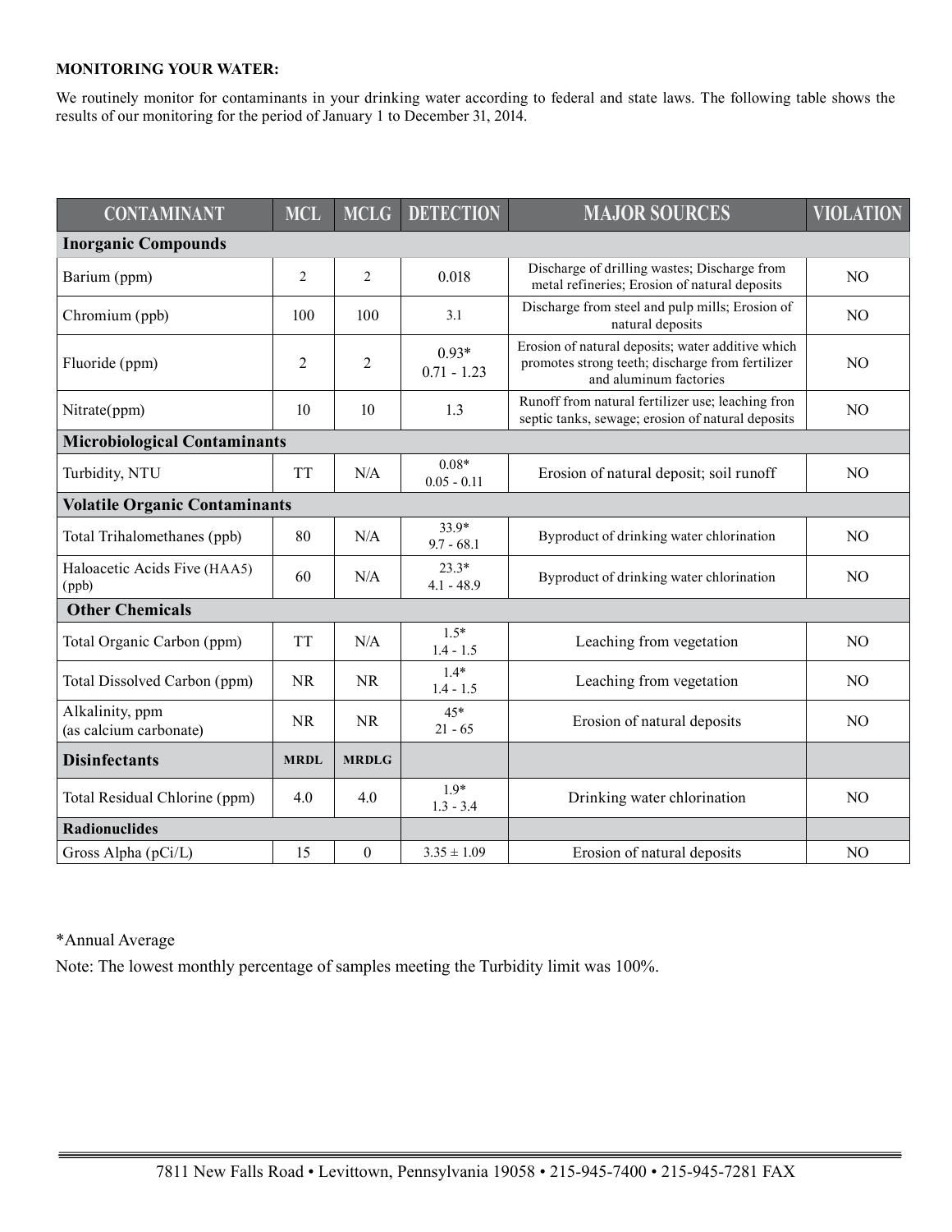**MONITORING YOUR WATER:**

We routinely monitor for contaminants in your drinking water according to federal and state laws. The following table shows the results of our monitoring for the period of January 1 to December 31, 2014.

| CONTAMINANT | MCL | MCLG | DETECTION | MAJOR SOURCES | VIOLATION |
|---|---|---|---|---|---|
| **Inorganic Compounds** | | | | | |
| Barium (ppm) | 2 | 2 | 0.018 | Discharge of drilling wastes; Discharge from metal refineries; Erosion of natural deposits | NO |
| Chromium (ppb) | 100 | 100 | 3.1 | Discharge from steel and pulp mills; Erosion of natural deposits | NO |
| Fluoride (ppm) | 2 | 2 | 0.93* 0.71 - 1.23 | Erosion of natural deposits; water additive which promotes strong teeth; discharge from fertilizer and aluminum factories | NO |
| Nitrate(ppm) | 10 | 10 | 1.3 | Runoff from natural fertilizer use; leaching fron septic tanks, sewage; erosion of natural deposits | NO |
| **Microbiological Contaminants** | | | | | |
| Turbidity, NTU | TT | N/A | 0.08* 0.05 - 0.11 | Erosion of natural deposit; soil runoff | NO |
| **Volatile Organic Contaminants** | | | | | |
| Total Trihalomethanes (ppb) | 80 | N/A | 33.9* 9.7 - 68.1 | Byproduct of drinking water chlorination | NO |
| Haloacetic Acids Five (HAA5) (ppb) | 60 | N/A | 23.3* 4.1 - 48.9 | Byproduct of drinking water chlorination | NO |
| **Other Chemicals** | | | | | |
| Total Organic Carbon (ppm) | TT | N/A | 1.5* 1.4 - 1.5 | Leaching from vegetation | NO |
| Total Dissolved Carbon (ppm) | NR | NR | 1.4* 1.4 - 1.5 | Leaching from vegetation | NO |
| Alkalinity, ppm (as calcium carbonate) | NR | NR | 45* 21 - 65 | Erosion of natural deposits | NO |
| **Disinfectants** | **MRDL** | **MRDLG** | | | |
| Total Residual Chlorine (ppm) | 4.0 | 4.0 | 1.9* 1.3 - 3.4 | Drinking water chlorination | NO |
| **Radionuclides** | | | | | |
| Gross Alpha (pCi/L) | 15 | 0 | 3.35 ± 1.09 | Erosion of natural deposits | NO |

*Annual Average

Note: The lowest monthly percentage of samples meeting the Turbidity limit was 100%.

7811 New Falls Road • Levittown, Pennsylvania 19058 • 215-945-7400 • 215-945-7281 FAX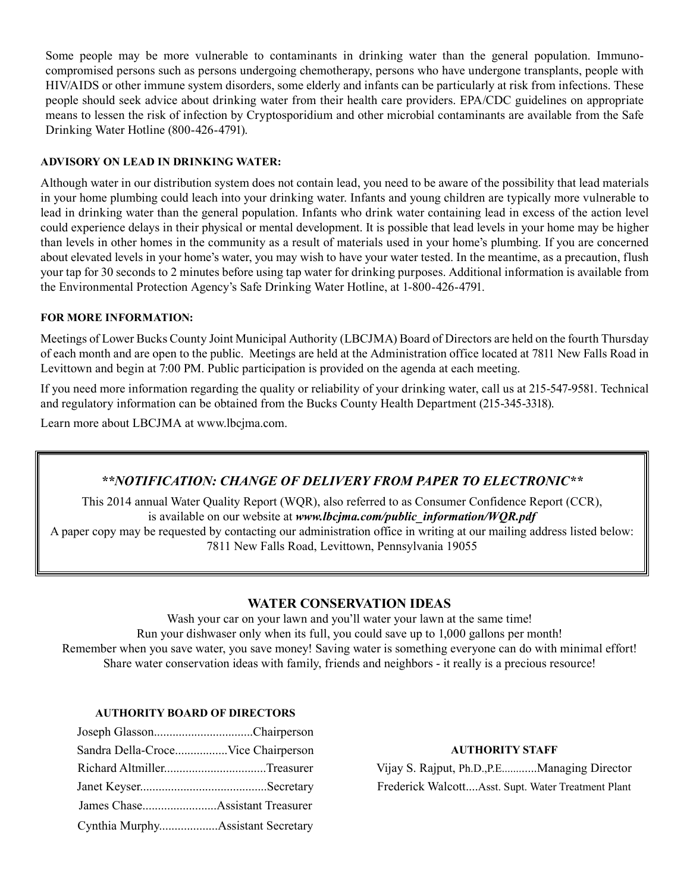Some people may be more vulnerable to contaminants in drinking water than the general population. Immuno-compromised persons such as persons undergoing chemotherapy, persons who have undergone transplants, people with HIV/AIDS or other immune system disorders, some elderly and infants can be particularly at risk from infections. These people should seek advice about drinking water from their health care providers. EPA/CDC guidelines on appropriate means to lessen the risk of infection by Cryptosporidium and other microbial contaminants are available from the Safe Drinking Water Hotline (800-426-4791).

**ADVISORY ON LEAD IN DRINKING WATER:**

Although water in our distribution system does not contain lead, you need to be aware of the possibility that lead materials in your home plumbing could leach into your drinking water. Infants and young children are typically more vulnerable to lead in drinking water than the general population. Infants who drink water containing lead in excess of the action level could experience delays in their physical or mental development. It is possible that lead levels in your home may be higher than levels in other homes in the community as a result of materials used in your home's plumbing. If you are concerned about elevated levels in your home's water, you may wish to have your water tested. In the meantime, as a precaution, flush your tap for 30 seconds to 2 minutes before using tap water for drinking purposes. Additional information is available from the Environmental Protection Agency's Safe Drinking Water Hotline, at 1-800-426-4791.

**FOR MORE INFORMATION:**

Meetings of Lower Bucks County Joint Municipal Authority (LBCJMA) Board of Directors are held on the fourth Thursday of each month and are open to the public. Meetings are held at the Administration office located at 7811 New Falls Road in Levittown and begin at 7:00 PM. Public participation is provided on the agenda at each meeting.

If you need more information regarding the quality or reliability of your drinking water, call us at 215-547-9581. Technical and regulatory information can be obtained from the Bucks County Health Department (215-345-3318).

Learn more about LBCJMA at www.lbcjma.com.

***\*\*NOTIFICATION: CHANGE OF DELIVERY FROM PAPER TO ELECTRONIC\*\****

This 2014 annual Water Quality Report (WQR), also referred to as Consumer Confidence Report (CCR), is available on our website at ***www.lbcjma.com/public_information/WQR.pdf***
A paper copy may be requested by contacting our administration office in writing at our mailing address listed below:
7811 New Falls Road, Levittown, Pennsylvania 19055

## WATER CONSERVATION IDEAS

Wash your car on your lawn and you'll water your lawn at the same time!
Run your dishwaser only when its full, you could save up to 1,000 gallons per month!
Remember when you save water, you save money! Saving water is something everyone can do with minimal effort!
Share water conservation ideas with family, friends and neighbors - it really is a precious resource!

**AUTHORITY BOARD OF DIRECTORS**

Joseph Glasson................................Chairperson
Sandra Della-Croce.................Vice Chairperson
Richard Altmiller.................................Treasurer
Janet Keyser.........................................Secretary
James Chase........................Assistant Treasurer
Cynthia Murphy...................Assistant Secretary

**AUTHORITY STAFF**

Vijay S. Rajput, Ph.D.,P.E............Managing Director
Frederick Walcott....Asst. Supt. Water Treatment Plant